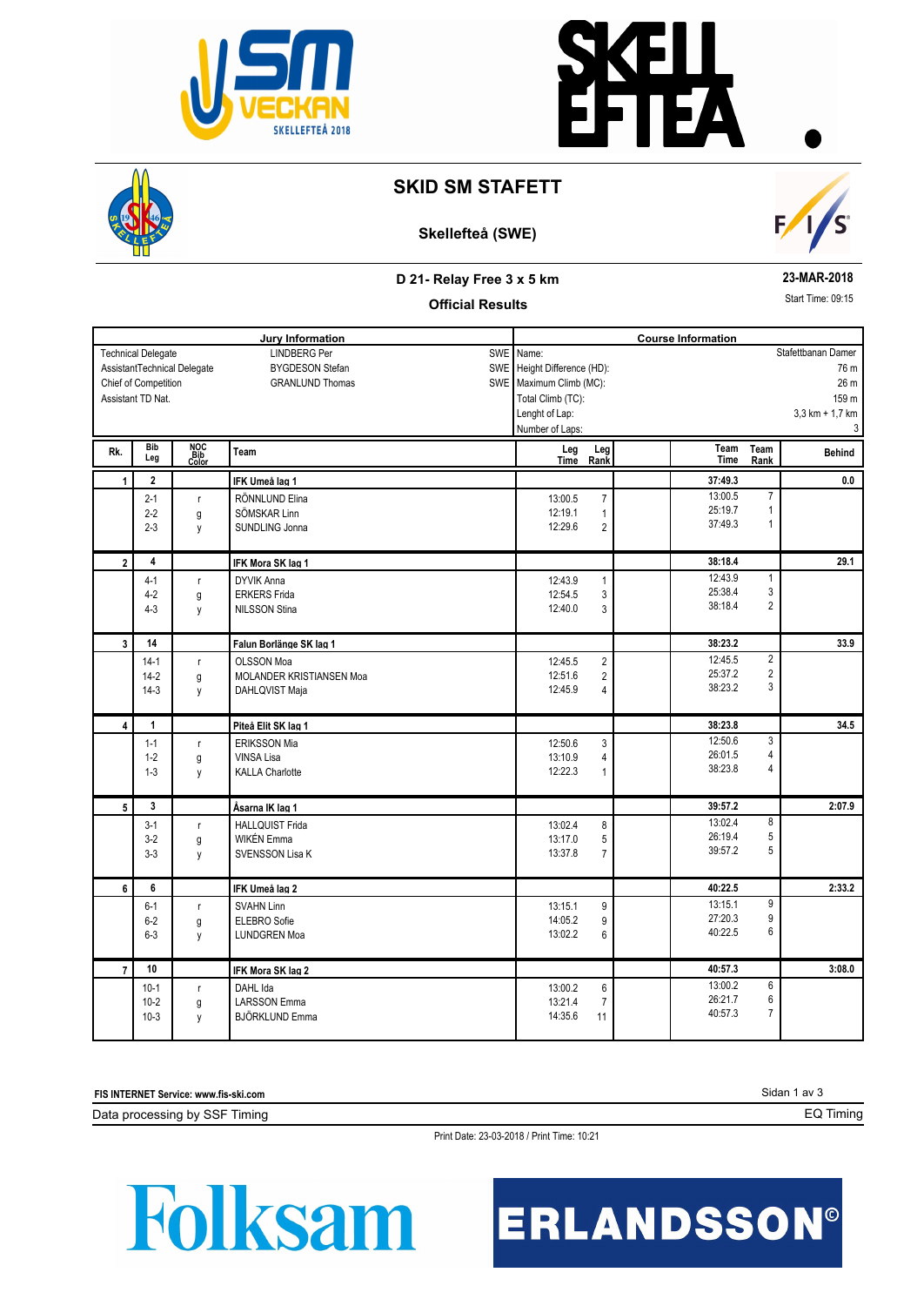# SKID SM STAFETT

## Skellefteå (SWE)

### D 21- Relay Free 3 x 5 km

**Official Results**

**23-MAR-2018**

Start Time: 09:15

| Jury Information | | |
|---|---|---|
| Technical Delegate | LINDBERG Per | SWE |
| AssistantTechnical Delegate | BYGDESON Stefan | SWE |
| Chief of Competition | GRANLUND Thomas | SWE |
| Assistant TD Nat. | | |

| Course Information | |
|---|---|
| Name: | Stafettbanan Damer |
| Height Difference (HD): | 76 m |
| Maximum Climb (MC): | 26 m |
| Total Climb (TC): | 159 m |
| Lenght of Lap: | 3,3 km + 1,7 km |
| Number of Laps: | 3 |

| Rk. | Bib Leg | NOC Bib Color | Team | Leg Time | Leg Rank | Team Time | Team Rank | Behind |
|---|---|---|---|---|---|---|---|---|
| 1 | 2 | | IFK Umeå lag 1 | | | 37:49.3 | | 0.0 |
| | 2-1 | r | RÖNNLUND Elina | 13:00.5 | 7 | 13:00.5 | 7 | |
| | 2-2 | g | SÖMSKAR Linn | 12:19.1 | 1 | 25:19.7 | 1 | |
| | 2-3 | y | SUNDLING Jonna | 12:29.6 | 2 | 37:49.3 | 1 | |
| 2 | 4 | | IFK Mora SK lag 1 | | | 38:18.4 | | 29.1 |
| | 4-1 | r | DYVIK Anna | 12:43.9 | 1 | 12:43.9 | 1 | |
| | 4-2 | g | ERKERS Frida | 12:54.5 | 3 | 25:38.4 | 3 | |
| | 4-3 | y | NILSSON Stina | 12:40.0 | 3 | 38:18.4 | 2 | |
| 3 | 14 | | Falun Borlänge SK lag 1 | | | 38:23.2 | | 33.9 |
| | 14-1 | r | OLSSON Moa | 12:45.5 | 2 | 12:45.5 | 2 | |
| | 14-2 | g | MOLANDER KRISTIANSEN Moa | 12:51.6 | 2 | 25:37.2 | 2 | |
| | 14-3 | y | DAHLQVIST Maja | 12:45.9 | 4 | 38:23.2 | 3 | |
| 4 | 1 | | Piteå Elit SK lag 1 | | | 38:23.8 | | 34.5 |
| | 1-1 | r | ERIKSSON Mia | 12:50.6 | 3 | 12:50.6 | 3 | |
| | 1-2 | g | VINSA Lisa | 13:10.9 | 4 | 26:01.5 | 4 | |
| | 1-3 | y | KALLA Charlotte | 12:22.3 | 1 | 38:23.8 | 4 | |
| 5 | 3 | | Åsarna IK lag 1 | | | 39:57.2 | | 2:07.9 |
| | 3-1 | r | HALLQUIST Frida | 13:02.4 | 8 | 13:02.4 | 8 | |
| | 3-2 | g | WIKÉN Emma | 13:17.0 | 5 | 26:19.4 | 5 | |
| | 3-3 | y | SVENSSON Lisa K | 13:37.8 | 7 | 39:57.2 | 5 | |
| 6 | 6 | | IFK Umeå lag 2 | | | 40:22.5 | | 2:33.2 |
| | 6-1 | r | SVAHN Linn | 13:15.1 | 9 | 13:15.1 | 9 | |
| | 6-2 | g | ELEBRO Sofie | 14:05.2 | 9 | 27:20.3 | 9 | |
| | 6-3 | y | LUNDGREN Moa | 13:02.2 | 6 | 40:22.5 | 6 | |
| 7 | 10 | | IFK Mora SK lag 2 | | | 40:57.3 | | 3:08.0 |
| | 10-1 | r | DAHL Ida | 13:00.2 | 6 | 13:00.2 | 6 | |
| | 10-2 | g | LARSSON Emma | 13:21.4 | 7 | 26:21.7 | 6 | |
| | 10-3 | y | BJÖRKLUND Emma | 14:35.6 | 11 | 40:57.3 | 7 | |

FIS INTERNET Service: www.fis-ski.com

Data processing by SSF Timing — EQ Timing

Print Date: 23-03-2018 / Print Time: 10:21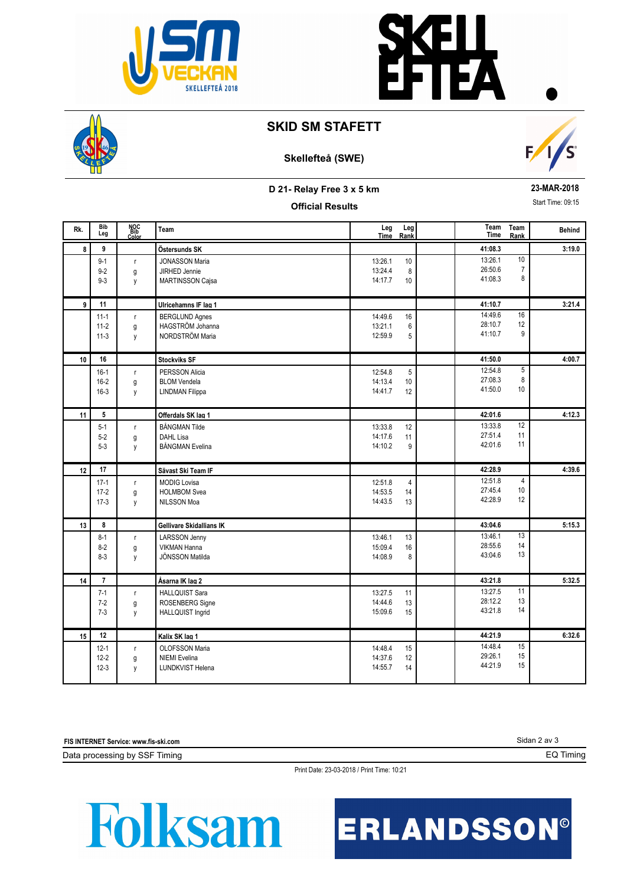# SKID SM STAFETT

## Skellefteå (SWE)

### D 21- Relay Free 3 x 5 km

**Official Results**

**23-MAR-2018**

Start Time: 09:15

| Rk. | Bib Leg | NOC Bib Color | Team | Leg Time | Leg Rank | Team Time | Team Rank | Behind |
|---|---|---|---|---|---|---|---|---|
| 8 | 9 | | **Östersunds SK** | | | **41:08.3** | | **3:19.0** |
| | 9-1 | r | JONASSON Maria | 13:26.1 | 10 | 13:26.1 | 10 | |
| | 9-2 | g | JIRHED Jennie | 13:24.4 | 8 | 26:50.6 | 7 | |
| | 9-3 | y | MARTINSSON Cajsa | 14:17.7 | 10 | 41:08.3 | 8 | |
| 9 | 11 | | **Ulricehamns IF lag 1** | | | **41:10.7** | | **3:21.4** |
| | 11-1 | r | BERGLUND Agnes | 14:49.6 | 16 | 14:49.6 | 16 | |
| | 11-2 | g | HAGSTRÖM Johanna | 13:21.1 | 6 | 28:10.7 | 12 | |
| | 11-3 | y | NORDSTRÖM Maria | 12:59.9 | 5 | 41:10.7 | 9 | |
| 10 | 16 | | **Stockviks SF** | | | **41:50.0** | | **4:00.7** |
| | 16-1 | r | PERSSON Alicia | 12:54.8 | 5 | 12:54.8 | 5 | |
| | 16-2 | g | BLOM Vendela | 14:13.4 | 10 | 27:08.3 | 8 | |
| | 16-3 | y | LINDMAN Filippa | 14:41.7 | 12 | 41:50.0 | 10 | |
| 11 | 5 | | **Offerdals SK lag 1** | | | **42:01.6** | | **4:12.3** |
| | 5-1 | r | BÅNGMAN Tilde | 13:33.8 | 12 | 13:33.8 | 12 | |
| | 5-2 | g | DAHL Lisa | 14:17.6 | 11 | 27:51.4 | 11 | |
| | 5-3 | y | BÅNGMAN Evelina | 14:10.2 | 9 | 42:01.6 | 11 | |
| 12 | 17 | | **Sävast Ski Team IF** | | | **42:28.9** | | **4:39.6** |
| | 17-1 | r | MODIG Lovisa | 12:51.8 | 4 | 12:51.8 | 4 | |
| | 17-2 | g | HOLMBOM Svea | 14:53.5 | 14 | 27:45.4 | 10 | |
| | 17-3 | y | NILSSON Moa | 14:43.5 | 13 | 42:28.9 | 12 | |
| 13 | 8 | | **Gellivare Skidallians IK** | | | **43:04.6** | | **5:15.3** |
| | 8-1 | r | LARSSON Jenny | 13:46.1 | 13 | 13:46.1 | 13 | |
| | 8-2 | g | VIKMAN Hanna | 15:09.4 | 16 | 28:55.6 | 14 | |
| | 8-3 | y | JÖNSSON Matilda | 14:08.9 | 8 | 43:04.6 | 13 | |
| 14 | 7 | | **Åsarna IK lag 2** | | | **43:21.8** | | **5:32.5** |
| | 7-1 | r | HALLQUIST Sara | 13:27.5 | 11 | 13:27.5 | 11 | |
| | 7-2 | g | ROSENBERG Signe | 14:44.6 | 13 | 28:12.2 | 13 | |
| | 7-3 | y | HALLQUIST Ingrid | 15:09.6 | 15 | 43:21.8 | 14 | |
| 15 | 12 | | **Kalix SK lag 1** | | | **44:21.9** | | **6:32.6** |
| | 12-1 | r | OLOFSSON Maria | 14:48.4 | 15 | 14:48.4 | 15 | |
| | 12-2 | g | NIEMI Evelina | 14:37.6 | 12 | 29:26.1 | 15 | |
| | 12-3 | y | LUNDKVIST Helena | 14:55.7 | 14 | 44:21.9 | 15 | |

FIS INTERNET Service: www.fis-ski.com

Data processing by SSF Timing

EQ Timing

Print Date: 23-03-2018 / Print Time: 10:21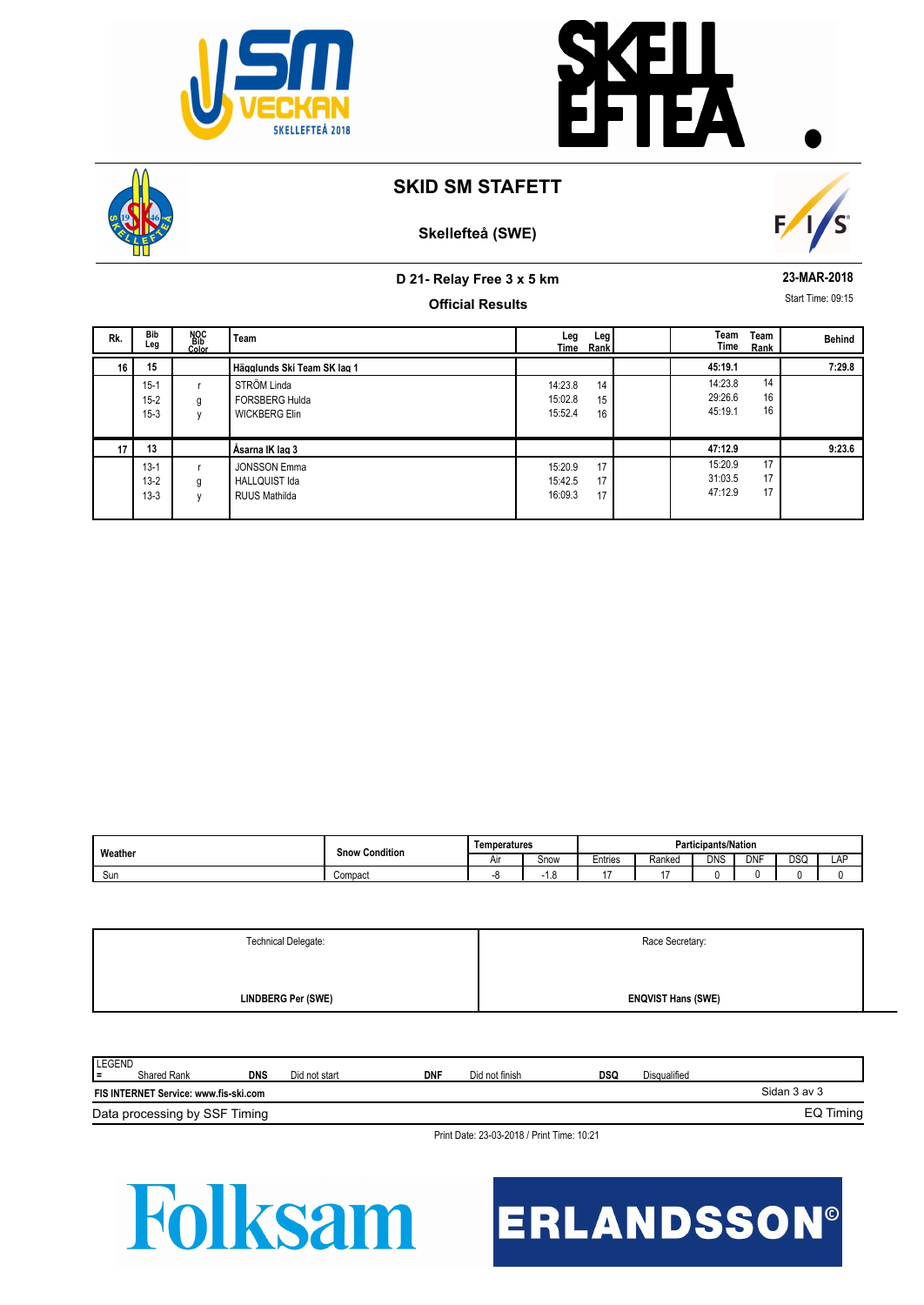# SKID SM STAFETT

## Skellefteå (SWE)

### D 21- Relay Free 3 x 5 km

**Official Results**

23-MAR-2018

Start Time: 09:15

| Rk. | Bib Leg | NOC Bib Color | Team | Leg Time | Leg Rank | | Team Time | Team Rank | Behind |
|---|---|---|---|---|---|---|---|---|---|
| 16 | 15 | | **Hägglunds Ski Team SK lag 1** | | | | 45:19.1 | | 7:29.8 |
| | 15-1 | r | STRÖM Linda | 14:23.8 | 14 | | 14:23.8 | 14 | |
| | 15-2 | g | FORSBERG Hulda | 15:02.8 | 15 | | 29:26.6 | 16 | |
| | 15-3 | y | WICKBERG Elin | 15:52.4 | 16 | | 45:19.1 | 16 | |
| 17 | 13 | | **Åsarna IK lag 3** | | | | 47:12.9 | | 9:23.6 |
| | 13-1 | r | JONSSON Emma | 15:20.9 | 17 | | 15:20.9 | 17 | |
| | 13-2 | g | HALLQUIST Ida | 15:42.5 | 17 | | 31:03.5 | 17 | |
| | 13-3 | y | RUUS Mathilda | 16:09.3 | 17 | | 47:12.9 | 17 | |

| Weather | Snow Condition | Temperatures | | Participants/Nation | | | | | |
|---|---|---|---|---|---|---|---|---|---|
| | | Air | Snow | Entries | Ranked | DNS | DNF | DSQ | LAP |
| Sun | Compact | -8 | -1.8 | 17 | 17 | 0 | 0 | 0 | 0 |

| Technical Delegate: | Race Secretary: |
|---|---|
| **LINDBERG Per (SWE)** | **ENQVIST Hans (SWE)** |

LEGEND
= Shared Rank | **DNS** Did not start | **DNF** Did not finish | **DSQ** Disqualified

**FIS INTERNET Service: www.fis-ski.com**

Data processing by SSF Timing — EQ Timing

Print Date: 23-03-2018 / Print Time: 10:21